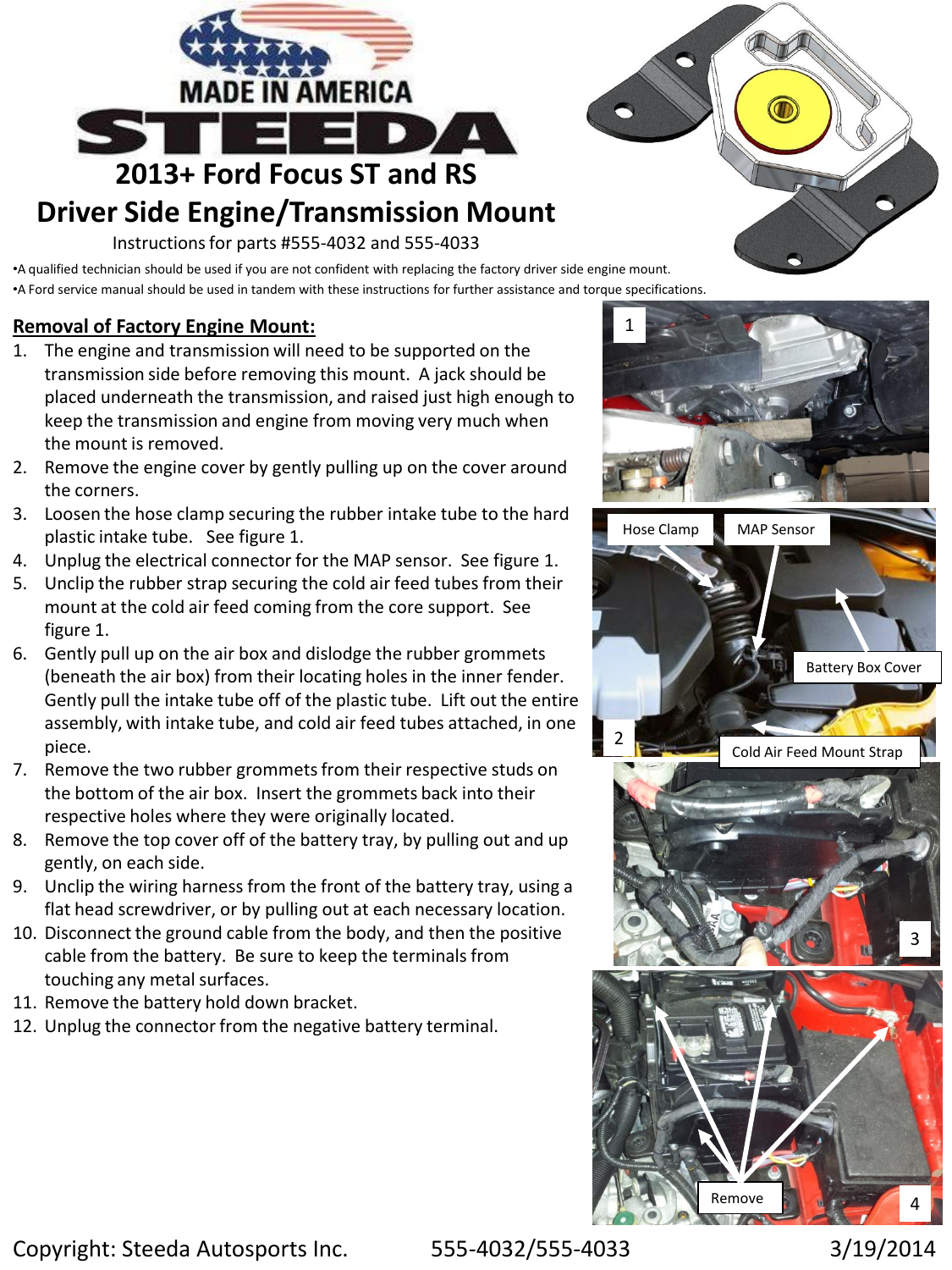# 2013+ Ford Focus ST and RS
# Driver Side Engine/Transmission Mount

Instructions for parts #555-4032 and 555-4033

- A qualified technician should be used if you are not confident with replacing the factory driver side engine mount.
- A Ford service manual should be used in tandem with these instructions for further assistance and torque specifications.

## Removal of Factory Engine Mount:

1. The engine and transmission will need to be supported on the transmission side before removing this mount. A jack should be placed underneath the transmission, and raised just high enough to keep the transmission and engine from moving very much when the mount is removed.
2. Remove the engine cover by gently pulling up on the cover around the corners.
3. Loosen the hose clamp securing the rubber intake tube to the hard plastic intake tube. See figure 1.
4. Unplug the electrical connector for the MAP sensor. See figure 1.
5. Unclip the rubber strap securing the cold air feed tubes from their mount at the cold air feed coming from the core support. See figure 1.
6. Gently pull up on the air box and dislodge the rubber grommets (beneath the air box) from their locating holes in the inner fender. Gently pull the intake tube off of the plastic tube. Lift out the entire assembly, with intake tube, and cold air feed tubes attached, in one piece.
7. Remove the two rubber grommets from their respective studs on the bottom of the air box. Insert the grommets back into their respective holes where they were originally located.
8. Remove the top cover off of the battery tray, by pulling out and up gently, on each side.
9. Unclip the wiring harness from the front of the battery tray, using a flat head screwdriver, or by pulling out at each necessary location.
10. Disconnect the ground cable from the body, and then the positive cable from the battery. Be sure to keep the terminals from touching any metal surfaces.
11. Remove the battery hold down bracket.
12. Unplug the connector from the negative battery terminal.

1

Hose Clamp  MAP Sensor  Battery Box Cover  Cold Air Feed Mount Strap

2

3

Remove

4

Copyright: Steeda Autosports Inc. 555-4032/555-4033 3/19/2014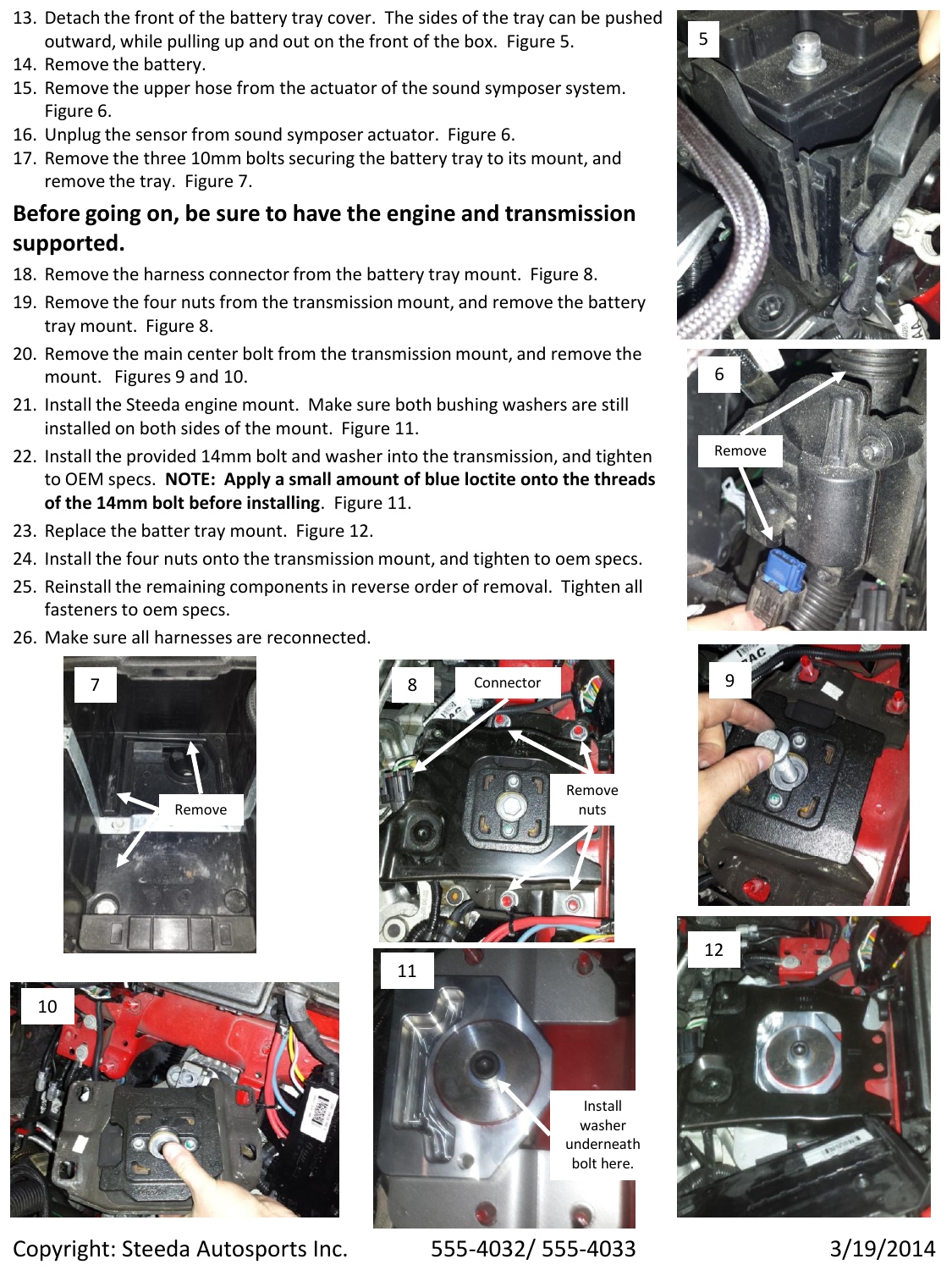13. Detach the front of the battery tray cover. The sides of the tray can be pushed outward, while pulling up and out on the front of the box. Figure 5.
14. Remove the battery.
15. Remove the upper hose from the actuator of the sound symposer system. Figure 6.
16. Unplug the sensor from sound symposer actuator. Figure 6.
17. Remove the three 10mm bolts securing the battery tray to its mount, and remove the tray. Figure 7.

**Before going on, be sure to have the engine and transmission supported.**

18. Remove the harness connector from the battery tray mount. Figure 8.
19. Remove the four nuts from the transmission mount, and remove the battery tray mount. Figure 8.
20. Remove the main center bolt from the transmission mount, and remove the mount. Figures 9 and 10.
21. Install the Steeda engine mount. Make sure both bushing washers are still installed on both sides of the mount. Figure 11.
22. Install the provided 14mm bolt and washer into the transmission, and tighten to OEM specs. **NOTE: Apply a small amount of blue loctite onto the threads of the 14mm bolt before installing**. Figure 11.
23. Replace the batter tray mount. Figure 12.
24. Install the four nuts onto the transmission mount, and tighten to oem specs.
25. Reinstall the remaining components in reverse order of removal. Tighten all fasteners to oem specs.
26. Make sure all harnesses are reconnected.

5

6

Remove

7

Remove

8

Connector

Remove nuts

9

10

11

Install washer underneath bolt here.

12

Copyright: Steeda Autosports Inc. 555-4032/ 555-4033 3/19/2014